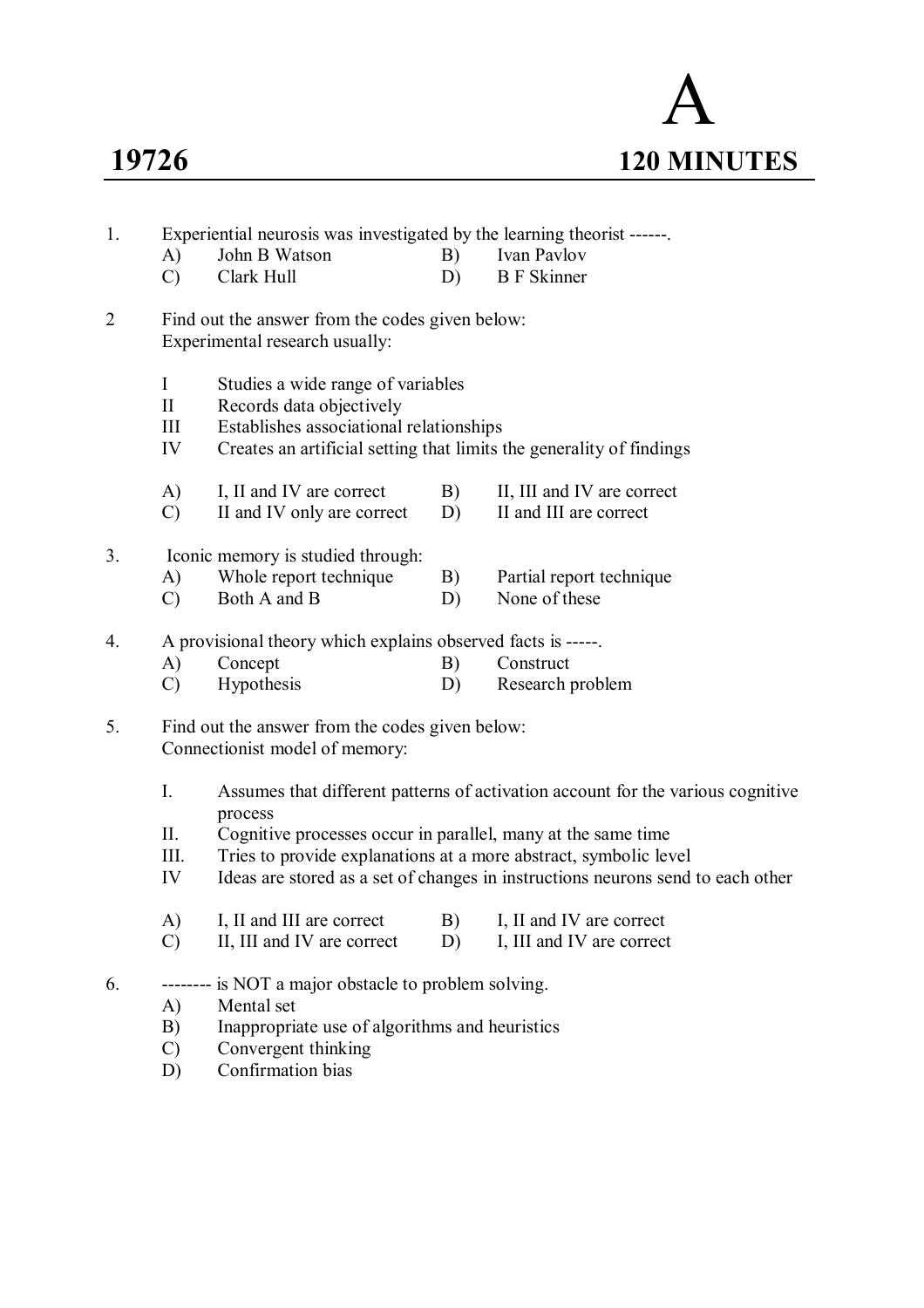# 19726 &nbsp;&nbsp;&nbsp;&nbsp;&nbsp;&nbsp;&nbsp;&nbsp;&nbsp;&nbsp;&nbsp;&nbsp;&nbsp;&nbsp;&nbsp;&nbsp;&nbsp;&nbsp;&nbsp;&nbsp;&nbsp;&nbsp;&nbsp;&nbsp;&nbsp;&nbsp;&nbsp;&nbsp;&nbsp;&nbsp; A

## 120 MINUTES

1. Experiential neurosis was investigated by the learning theorist ------.
   - A) John B Watson
   - B) Ivan Pavlov
   - C) Clark Hull
   - D) B F Skinner

2 Find out the answer from the codes given below:
   Experimental research usually:

   - I Studies a wide range of variables
   - II Records data objectively
   - III Establishes associational relationships
   - IV Creates an artificial setting that limits the generality of findings

   - A) I, II and IV are correct
   - B) II, III and IV are correct
   - C) II and IV only are correct
   - D) II and III are correct

3. Iconic memory is studied through:
   - A) Whole report technique
   - B) Partial report technique
   - C) Both A and B
   - D) None of these

4. A provisional theory which explains observed facts is -----.
   - A) Concept
   - B) Construct
   - C) Hypothesis
   - D) Research problem

5. Find out the answer from the codes given below:
   Connectionist model of memory:

   - I. Assumes that different patterns of activation account for the various cognitive process
   - II. Cognitive processes occur in parallel, many at the same time
   - III. Tries to provide explanations at a more abstract, symbolic level
   - IV Ideas are stored as a set of changes in instructions neurons send to each other

   - A) I, II and III are correct
   - B) I, II and IV are correct
   - C) II, III and IV are correct
   - D) I, III and IV are correct

6. -------- is NOT a major obstacle to problem solving.
   - A) Mental set
   - B) Inappropriate use of algorithms and heuristics
   - C) Convergent thinking
   - D) Confirmation bias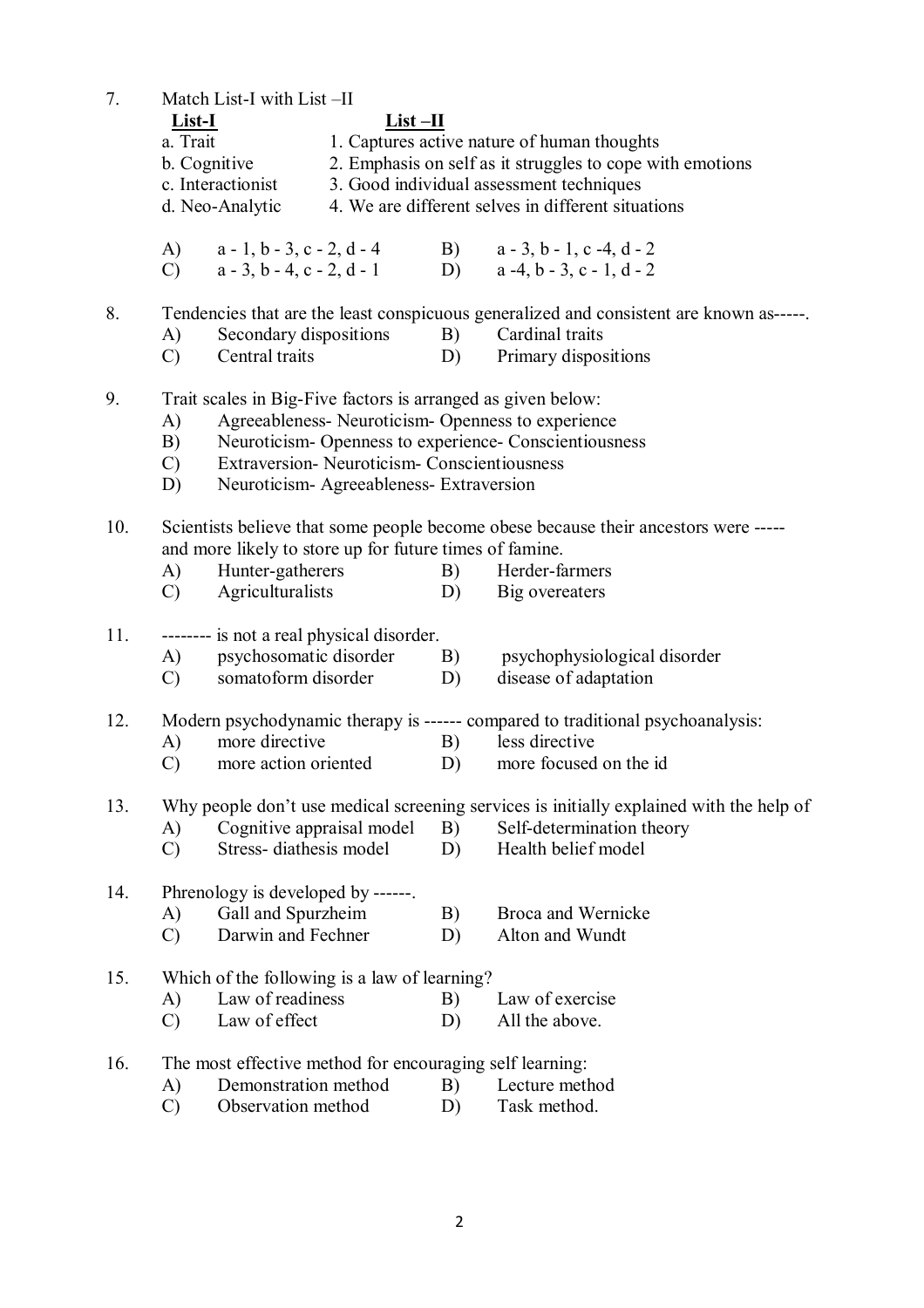7. Match List-I with List –II

| **List-I** | **List –II** |
|---|---|
| a. Trait | 1. Captures active nature of human thoughts |
| b. Cognitive | 2. Emphasis on self as it struggles to cope with emotions |
| c. Interactionist | 3. Good individual assessment techniques |
| d. Neo-Analytic | 4. We are different selves in different situations |

   A) a - 1, b - 3, c - 2, d - 4  B) a - 3, b - 1, c -4, d - 2
   C) a - 3, b - 4, c - 2, d - 1  D) a -4, b - 3, c - 1, d - 2

8. Tendencies that are the least conspicuous generalized and consistent are known as-----.
   A) Secondary dispositions  B) Cardinal traits
   C) Central traits  D) Primary dispositions

9. Trait scales in Big-Five factors is arranged as given below:
   A) Agreeableness- Neuroticism- Openness to experience
   B) Neuroticism- Openness to experience- Conscientiousness
   C) Extraversion- Neuroticism- Conscientiousness
   D) Neuroticism- Agreeableness- Extraversion

10. Scientists believe that some people become obese because their ancestors were ----- and more likely to store up for future times of famine.
    A) Hunter-gatherers  B) Herder-farmers
    C) Agriculturalists  D) Big overeaters

11. -------- is not a real physical disorder.
    A) psychosomatic disorder  B) psychophysiological disorder
    C) somatoform disorder  D) disease of adaptation

12. Modern psychodynamic therapy is ------ compared to traditional psychoanalysis:
    A) more directive  B) less directive
    C) more action oriented  D) more focused on the id

13. Why people don't use medical screening services is initially explained with the help of
    A) Cognitive appraisal model  B) Self-determination theory
    C) Stress- diathesis model  D) Health belief model

14. Phrenology is developed by ------.
    A) Gall and Spurzheim  B) Broca and Wernicke
    C) Darwin and Fechner  D) Alton and Wundt

15. Which of the following is a law of learning?
    A) Law of readiness  B) Law of exercise
    C) Law of effect  D) All the above.

16. The most effective method for encouraging self learning:
    A) Demonstration method  B) Lecture method
    C) Observation method  D) Task method.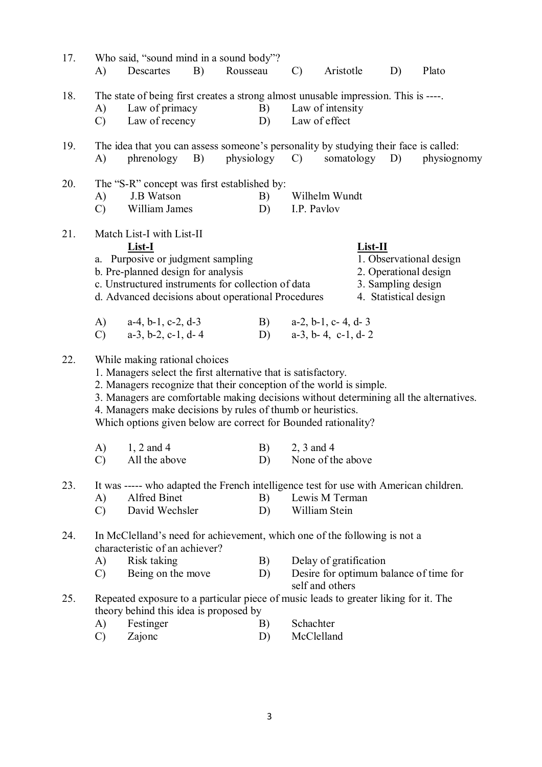17. Who said, "sound mind in a sound body"?

A) Descartes B) Rousseau C) Aristotle D) Plato

18. The state of being first creates a strong almost unusable impression. This is ----.

A) Law of primacy B) Law of intensity
C) Law of recency D) Law of effect

19. The idea that you can assess someone's personality by studying their face is called:

A) phrenology B) physiology C) somatology D) physiognomy

20. The "S-R" concept was first established by:

A) J.B Watson B) Wilhelm Wundt
C) William James D) I.P. Pavlov

21. Match List-I with List-II

| List-I | List-II |
|---|---|
| a. Purposive or judgment sampling | 1. Observational design |
| b. Pre-planned design for analysis | 2. Operational design |
| c. Unstructured instruments for collection of data | 3. Sampling design |
| d. Advanced decisions about operational Procedures | 4. Statistical design |

A) a-4, b-1, c-2, d-3 B) a-2, b-1, c- 4, d- 3
C) a-3, b-2, c-1, d- 4 D) a-3, b- 4, c-1, d- 2

22. While making rational choices

1. Managers select the first alternative that is satisfactory.
2. Managers recognize that their conception of the world is simple.
3. Managers are comfortable making decisions without determining all the alternatives.
4. Managers make decisions by rules of thumb or heuristics.

Which options given below are correct for Bounded rationality?

A) 1, 2 and 4 B) 2, 3 and 4
C) All the above D) None of the above

23. It was ----- who adapted the French intelligence test for use with American children.

A) Alfred Binet B) Lewis M Terman
C) David Wechsler D) William Stein

24. In McClelland's need for achievement, which one of the following is not a characteristic of an achiever?

A) Risk taking B) Delay of gratification
C) Being on the move D) Desire for optimum balance of time for self and others

25. Repeated exposure to a particular piece of music leads to greater liking for it. The theory behind this idea is proposed by

A) Festinger B) Schachter
C) Zajonc D) McClelland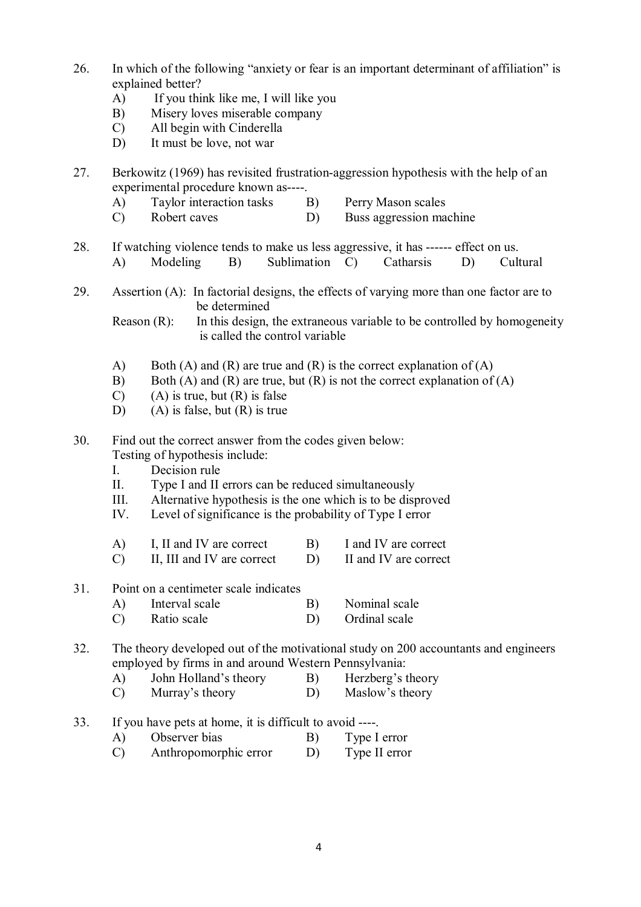26. In which of the following "anxiety or fear is an important determinant of affiliation" is explained better?
    A) If you think like me, I will like you
    B) Misery loves miserable company
    C) All begin with Cinderella
    D) It must be love, not war

27. Berkowitz (1969) has revisited frustration-aggression hypothesis with the help of an experimental procedure known as----.
    A) Taylor interaction tasks
    B) Perry Mason scales
    C) Robert caves
    D) Buss aggression machine

28. If watching violence tends to make us less aggressive, it has ------ effect on us.
    A) Modeling
    B) Sublimation
    C) Catharsis
    D) Cultural

29. Assertion (A): In factorial designs, the effects of varying more than one factor are to be determined

    Reason (R): In this design, the extraneous variable to be controlled by homogeneity is called the control variable

    A) Both (A) and (R) are true and (R) is the correct explanation of (A)
    B) Both (A) and (R) are true, but (R) is not the correct explanation of (A)
    C) (A) is true, but (R) is false
    D) (A) is false, but (R) is true

30. Find out the correct answer from the codes given below:
    Testing of hypothesis include:
    I. Decision rule
    II. Type I and II errors can be reduced simultaneously
    III. Alternative hypothesis is the one which is to be disproved
    IV. Level of significance is the probability of Type I error

    A) I, II and IV are correct
    B) I and IV are correct
    C) II, III and IV are correct
    D) II and IV are correct

31. Point on a centimeter scale indicates
    A) Interval scale
    B) Nominal scale
    C) Ratio scale
    D) Ordinal scale

32. The theory developed out of the motivational study on 200 accountants and engineers employed by firms in and around Western Pennsylvania:
    A) John Holland's theory
    B) Herzberg's theory
    C) Murray's theory
    D) Maslow's theory

33. If you have pets at home, it is difficult to avoid ----.
    A) Observer bias
    B) Type I error
    C) Anthropomorphic error
    D) Type II error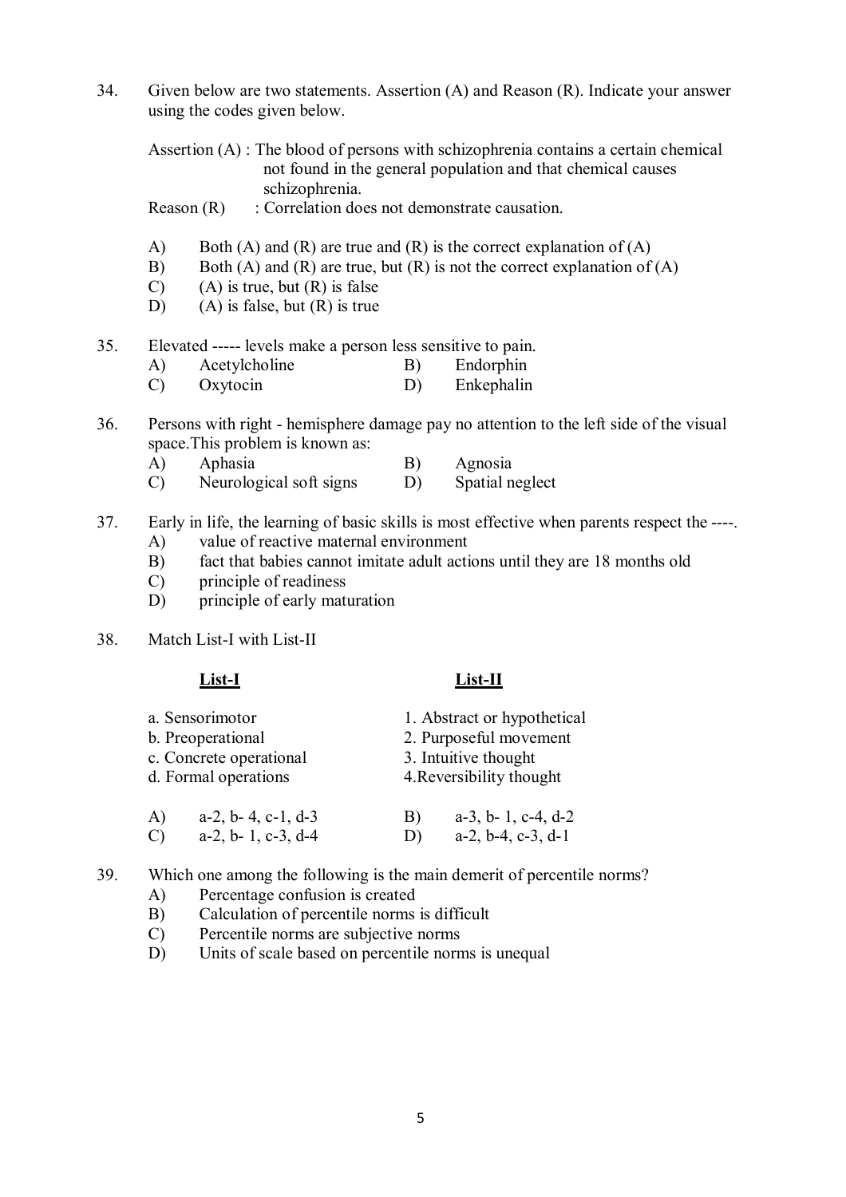34. Given below are two statements. Assertion (A) and Reason (R). Indicate your answer using the codes given below.

    Assertion (A) : The blood of persons with schizophrenia contains a certain chemical not found in the general population and that chemical causes schizophrenia.

    Reason (R) : Correlation does not demonstrate causation.

    A) Both (A) and (R) are true and (R) is the correct explanation of (A)
    B) Both (A) and (R) are true, but (R) is not the correct explanation of (A)
    C) (A) is true, but (R) is false
    D) (A) is false, but (R) is true

35. Elevated ----- levels make a person less sensitive to pain.

    A) Acetylcholine
    B) Endorphin
    C) Oxytocin
    D) Enkephalin

36. Persons with right - hemisphere damage pay no attention to the left side of the visual space.This problem is known as:

    A) Aphasia
    B) Agnosia
    C) Neurological soft signs
    D) Spatial neglect

37. Early in life, the learning of basic skills is most effective when parents respect the ----.

    A) value of reactive maternal environment
    B) fact that babies cannot imitate adult actions until they are 18 months old
    C) principle of readiness
    D) principle of early maturation

38. Match List-I with List-II

| List-I | List-II |
|---|---|
| a. Sensorimotor | 1. Abstract or hypothetical |
| b. Preoperational | 2. Purposeful movement |
| c. Concrete operational | 3. Intuitive thought |
| d. Formal operations | 4.Reversibility thought |

    A) a-2, b- 4, c-1, d-3
    B) a-3, b- 1, c-4, d-2
    C) a-2, b- 1, c-3, d-4
    D) a-2, b-4, c-3, d-1

39. Which one among the following is the main demerit of percentile norms?

    A) Percentage confusion is created
    B) Calculation of percentile norms is difficult
    C) Percentile norms are subjective norms
    D) Units of scale based on percentile norms is unequal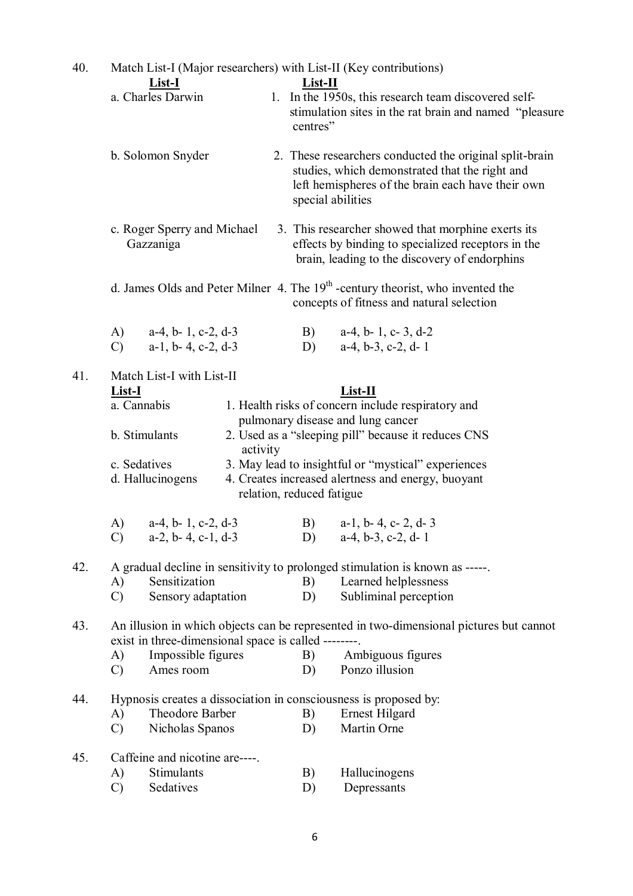40. Match List-I (Major researchers) with List-II (Key contributions)

| List-I | List-II |
|---|---|
| a. Charles Darwin | 1. In the 1950s, this research team discovered self-stimulation sites in the rat brain and named "pleasure centres" |
| b. Solomon Snyder | 2. These researchers conducted the original split-brain studies, which demonstrated that the right and left hemispheres of the brain each have their own special abilities |
| c. Roger Sperry and Michael Gazzaniga | 3. This researcher showed that morphine exerts its effects by binding to specialized receptors in the brain, leading to the discovery of endorphins |
| d. James Olds and Peter Milner | 4. The 19th -century theorist, who invented the concepts of fitness and natural selection |

A) a-4, b- 1, c-2, d-3  
B) a-4, b- 1, c- 3, d-2  
C) a-1, b- 4, c-2, d-3  
D) a-4, b-3, c-2, d- 1

41. Match List-I with List-II

| List-I | List-II |
|---|---|
| a. Cannabis | 1. Health risks of concern include respiratory and pulmonary disease and lung cancer |
| b. Stimulants | 2. Used as a "sleeping pill" because it reduces CNS activity |
| c. Sedatives | 3. May lead to insightful or "mystical" experiences |
| d. Hallucinogens | 4. Creates increased alertness and energy, buoyant relation, reduced fatigue |

A) a-4, b- 1, c-2, d-3  
B) a-1, b- 4, c- 2, d- 3  
C) a-2, b- 4, c-1, d-3  
D) a-4, b-3, c-2, d- 1

42. A gradual decline in sensitivity to prolonged stimulation is known as -----.

A) Sensitization  
B) Learned helplessness  
C) Sensory adaptation  
D) Subliminal perception

43. An illusion in which objects can be represented in two-dimensional pictures but cannot exist in three-dimensional space is called --------.

A) Impossible figures  
B) Ambiguous figures  
C) Ames room  
D) Ponzo illusion

44. Hypnosis creates a dissociation in consciousness is proposed by:

A) Theodore Barber  
B) Ernest Hilgard  
C) Nicholas Spanos  
D) Martin Orne

45. Caffeine and nicotine are----.

A) Stimulants  
B) Hallucinogens  
C) Sedatives  
D) Depressants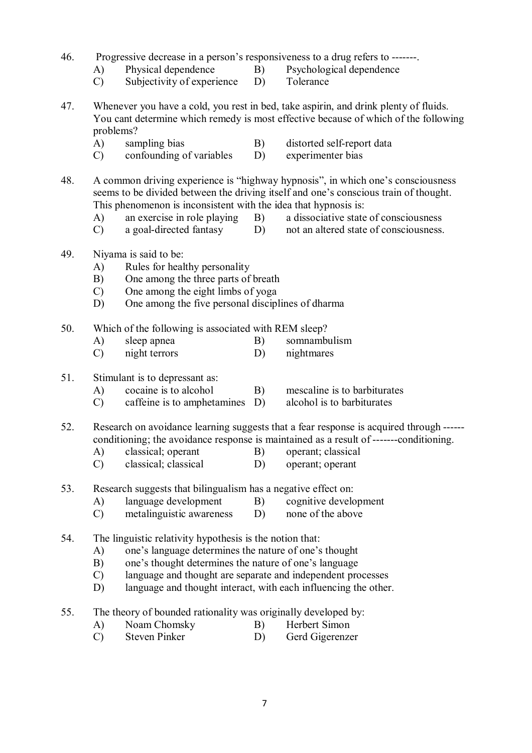46. Progressive decrease in a person's responsiveness to a drug refers to -------.

    A) Physical dependence B) Psychological dependence
    C) Subjectivity of experience D) Tolerance

47. Whenever you have a cold, you rest in bed, take aspirin, and drink plenty of fluids. You cant determine which remedy is most effective because of which of the following problems?

    A) sampling bias B) distorted self-report data
    C) confounding of variables D) experimenter bias

48. A common driving experience is "highway hypnosis", in which one's consciousness seems to be divided between the driving itself and one's conscious train of thought. This phenomenon is inconsistent with the idea that hypnosis is:

    A) an exercise in role playing B) a dissociative state of consciousness
    C) a goal-directed fantasy D) not an altered state of consciousness.

49. Niyama is said to be:

    A) Rules for healthy personality
    B) One among the three parts of breath
    C) One among the eight limbs of yoga
    D) One among the five personal disciplines of dharma

50. Which of the following is associated with REM sleep?

    A) sleep apnea B) somnambulism
    C) night terrors D) nightmares

51. Stimulant is to depressant as:

    A) cocaine is to alcohol B) mescaline is to barbiturates
    C) caffeine is to amphetamines D) alcohol is to barbiturates

52. Research on avoidance learning suggests that a fear response is acquired through ------ conditioning; the avoidance response is maintained as a result of -------conditioning.

    A) classical; operant B) operant; classical
    C) classical; classical D) operant; operant

53. Research suggests that bilingualism has a negative effect on:

    A) language development B) cognitive development
    C) metalinguistic awareness D) none of the above

54. The linguistic relativity hypothesis is the notion that:

    A) one's language determines the nature of one's thought
    B) one's thought determines the nature of one's language
    C) language and thought are separate and independent processes
    D) language and thought interact, with each influencing the other.

55. The theory of bounded rationality was originally developed by:

    A) Noam Chomsky B) Herbert Simon
    C) Steven Pinker D) Gerd Gigerenzer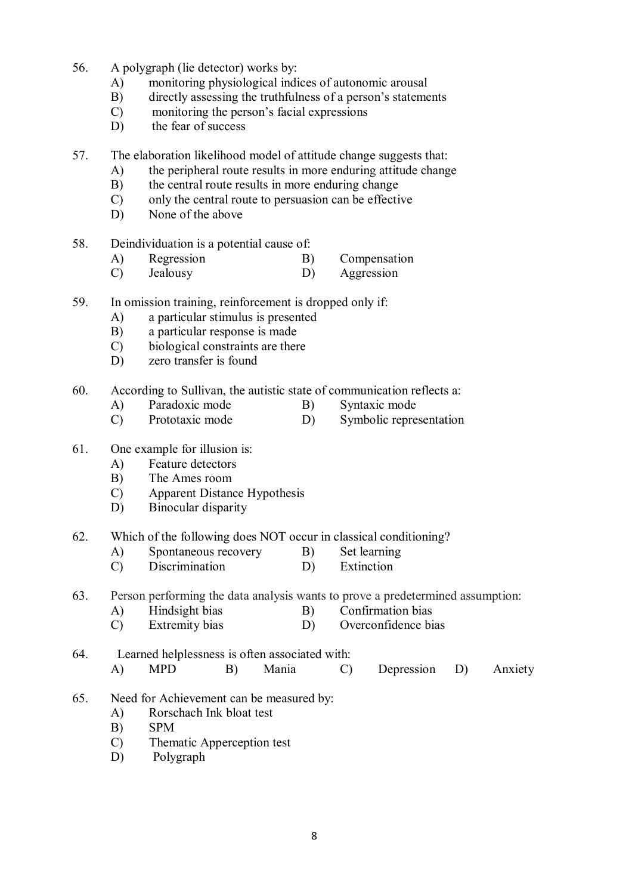56. A polygraph (lie detector) works by:
    A) monitoring physiological indices of autonomic arousal
    B) directly assessing the truthfulness of a person's statements
    C) monitoring the person's facial expressions
    D) the fear of success

57. The elaboration likelihood model of attitude change suggests that:
    A) the peripheral route results in more enduring attitude change
    B) the central route results in more enduring change
    C) only the central route to persuasion can be effective
    D) None of the above

58. Deindividuation is a potential cause of:
    A) Regression
    B) Compensation
    C) Jealousy
    D) Aggression

59. In omission training, reinforcement is dropped only if:
    A) a particular stimulus is presented
    B) a particular response is made
    C) biological constraints are there
    D) zero transfer is found

60. According to Sullivan, the autistic state of communication reflects a:
    A) Paradoxic mode
    B) Syntaxic mode
    C) Prototaxic mode
    D) Symbolic representation

61. One example for illusion is:
    A) Feature detectors
    B) The Ames room
    C) Apparent Distance Hypothesis
    D) Binocular disparity

62. Which of the following does NOT occur in classical conditioning?
    A) Spontaneous recovery
    B) Set learning
    C) Discrimination
    D) Extinction

63. Person performing the data analysis wants to prove a predetermined assumption:
    A) Hindsight bias
    B) Confirmation bias
    C) Extremity bias
    D) Overconfidence bias

64. Learned helplessness is often associated with:
    A) MPD
    B) Mania
    C) Depression
    D) Anxiety

65. Need for Achievement can be measured by:
    A) Rorschach Ink bloat test
    B) SPM
    C) Thematic Apperception test
    D) Polygraph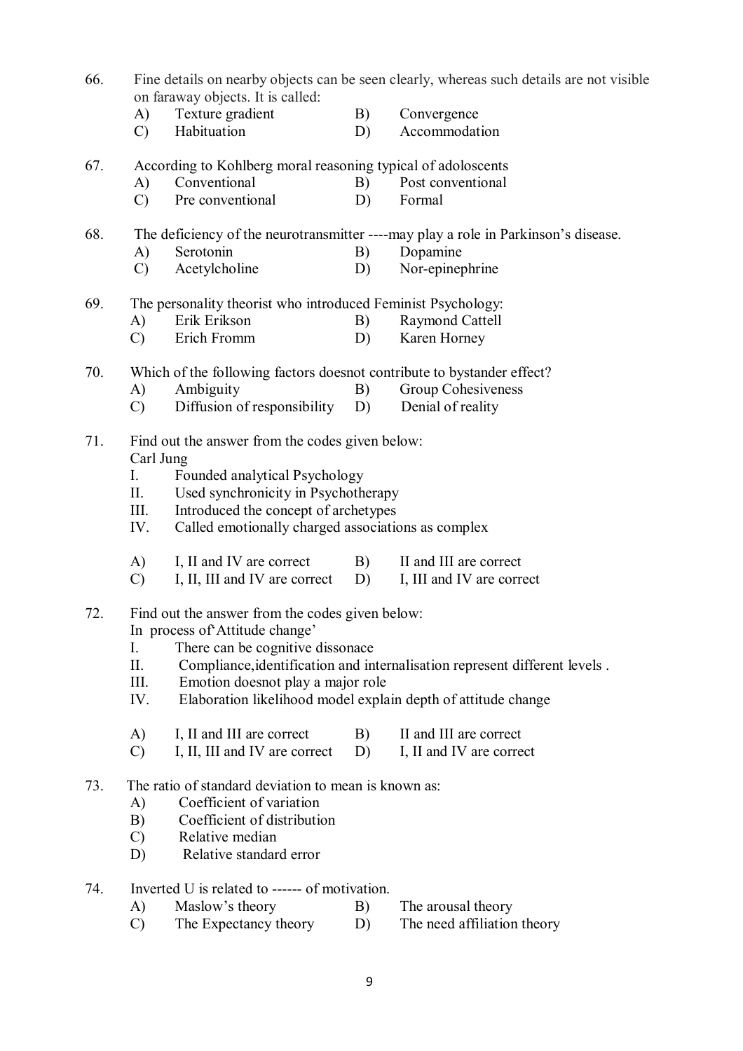66. Fine details on nearby objects can be seen clearly, whereas such details are not visible on faraway objects. It is called:

    A) Texture gradient  B) Convergence
    C) Habituation  D) Accommodation

67. According to Kohlberg moral reasoning typical of adoloscents

    A) Conventional  B) Post conventional
    C) Pre conventional  D) Formal

68. The deficiency of the neurotransmitter ----may play a role in Parkinson's disease.

    A) Serotonin  B) Dopamine
    C) Acetylcholine  D) Nor-epinephrine

69. The personality theorist who introduced Feminist Psychology:

    A) Erik Erikson  B) Raymond Cattell
    C) Erich Fromm  D) Karen Horney

70. Which of the following factors doesnot contribute to bystander effect?

    A) Ambiguity  B) Group Cohesiveness
    C) Diffusion of responsibility  D) Denial of reality

71. Find out the answer from the codes given below:
    Carl Jung

    I. Founded analytical Psychology
    II. Used synchronicity in Psychotherapy
    III. Introduced the concept of archetypes
    IV. Called emotionally charged associations as complex

    A) I, II and IV are correct  B) II and III are correct
    C) I, II, III and IV are correct  D) I, III and IV are correct

72. Find out the answer from the codes given below:
    In process of'Attitude change'

    I. There can be cognitive dissonace
    II. Compliance,identification and internalisation represent different levels .
    III. Emotion doesnot play a major role
    IV. Elaboration likelihood model explain depth of attitude change

    A) I, II and III are correct  B) II and III are correct
    C) I, II, III and IV are correct  D) I, II and IV are correct

73. The ratio of standard deviation to mean is known as:

    A) Coefficient of variation
    B) Coefficient of distribution
    C) Relative median
    D) Relative standard error

74. Inverted U is related to ------ of motivation.

    A) Maslow's theory  B) The arousal theory
    C) The Expectancy theory  D) The need affiliation theory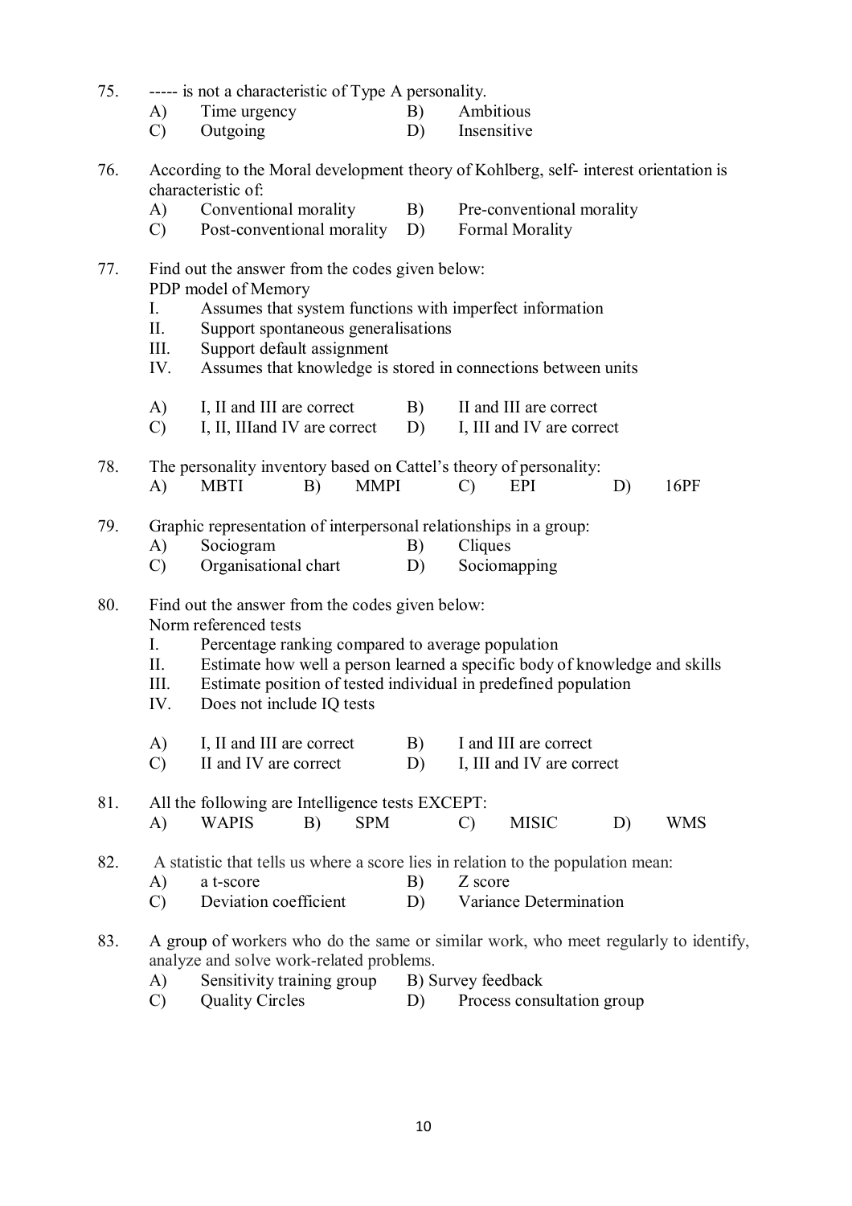75. ----- is not a characteristic of Type A personality.

   A) Time urgency  B) Ambitious
   C) Outgoing  D) Insensitive

76. According to the Moral development theory of Kohlberg, self- interest orientation is characteristic of:

   A) Conventional morality  B) Pre-conventional morality
   C) Post-conventional morality  D) Formal Morality

77. Find out the answer from the codes given below:
   PDP model of Memory

   I. Assumes that system functions with imperfect information
   II. Support spontaneous generalisations
   III. Support default assignment
   IV. Assumes that knowledge is stored in connections between units

   A) I, II and III are correct  B) II and III are correct
   C) I, II, IIIand IV are correct  D) I, III and IV are correct

78. The personality inventory based on Cattel's theory of personality:

   A) MBTI  B) MMPI  C) EPI  D) 16PF

79. Graphic representation of interpersonal relationships in a group:

   A) Sociogram  B) Cliques
   C) Organisational chart  D) Sociomapping

80. Find out the answer from the codes given below:
   Norm referenced tests

   I. Percentage ranking compared to average population
   II. Estimate how well a person learned a specific body of knowledge and skills
   III. Estimate position of tested individual in predefined population
   IV. Does not include IQ tests

   A) I, II and III are correct  B) I and III are correct
   C) II and IV are correct  D) I, III and IV are correct

81. All the following are Intelligence tests EXCEPT:

   A) WAPIS  B) SPM  C) MISIC  D) WMS

82. A statistic that tells us where a score lies in relation to the population mean:

   A) a t-score  B) Z score
   C) Deviation coefficient  D) Variance Determination

83. A group of workers who do the same or similar work, who meet regularly to identify, analyze and solve work-related problems.

   A) Sensitivity training group  B) Survey feedback
   C) Quality Circles  D) Process consultation group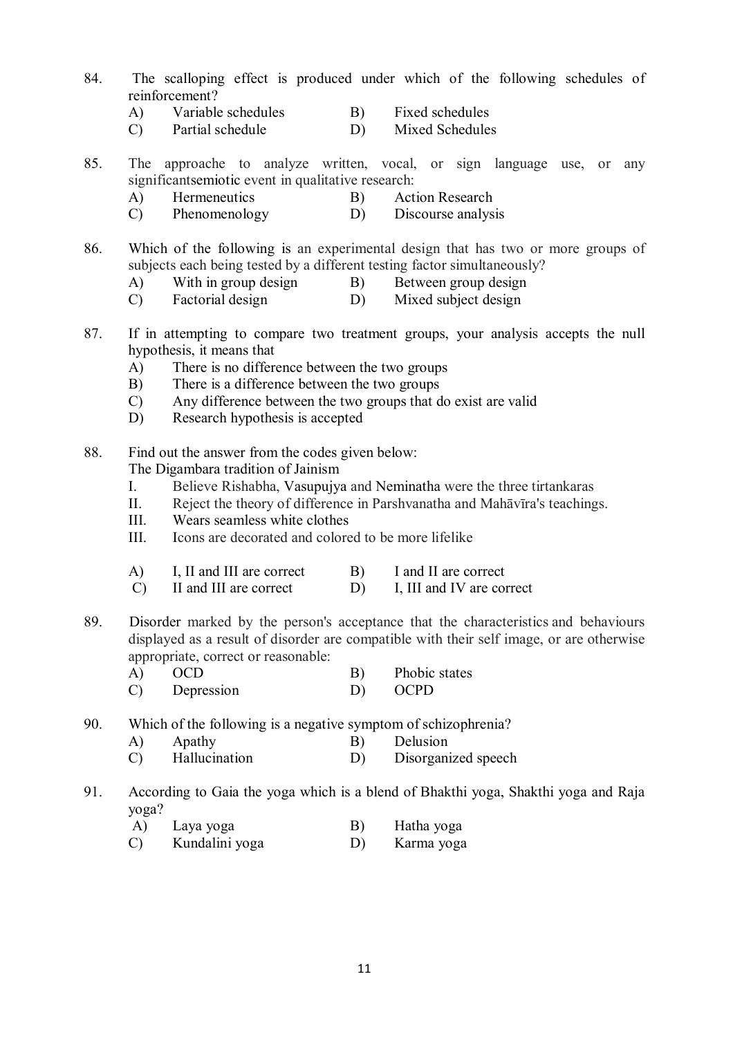84. The scalloping effect is produced under which of the following schedules of reinforcement?

   A) Variable schedules B) Fixed schedules
   C) Partial schedule D) Mixed Schedules

85. The approache to analyze written, vocal, or sign language use, or any significantsemiotic event in qualitative research:

   A) Hermeneutics B) Action Research
   C) Phenomenology D) Discourse analysis

86. Which of the following is an experimental design that has two or more groups of subjects each being tested by a different testing factor simultaneously?

   A) With in group design B) Between group design
   C) Factorial design D) Mixed subject design

87. If in attempting to compare two treatment groups, your analysis accepts the null hypothesis, it means that

   A) There is no difference between the two groups
   B) There is a difference between the two groups
   C) Any difference between the two groups that do exist are valid
   D) Research hypothesis is accepted

88. Find out the answer from the codes given below:
   The Digambara tradition of Jainism

   I. Believe Rishabha, Vasupujya and Neminatha were the three tirtankaras
   II. Reject the theory of difference in Parshvanatha and Mahāvīra's teachings.
   III. Wears seamless white clothes
   III. Icons are decorated and colored to be more lifelike

   A) I, II and III are correct B) I and II are correct
   C) II and III are correct D) I, III and IV are correct

89. Disorder marked by the person's acceptance that the characteristics and behaviours displayed as a result of disorder are compatible with their self image, or are otherwise appropriate, correct or reasonable:

   A) OCD B) Phobic states
   C) Depression D) OCPD

90. Which of the following is a negative symptom of schizophrenia?

   A) Apathy B) Delusion
   C) Hallucination D) Disorganized speech

91. According to Gaia the yoga which is a blend of Bhakthi yoga, Shakthi yoga and Raja yoga?

   A) Laya yoga B) Hatha yoga
   C) Kundalini yoga D) Karma yoga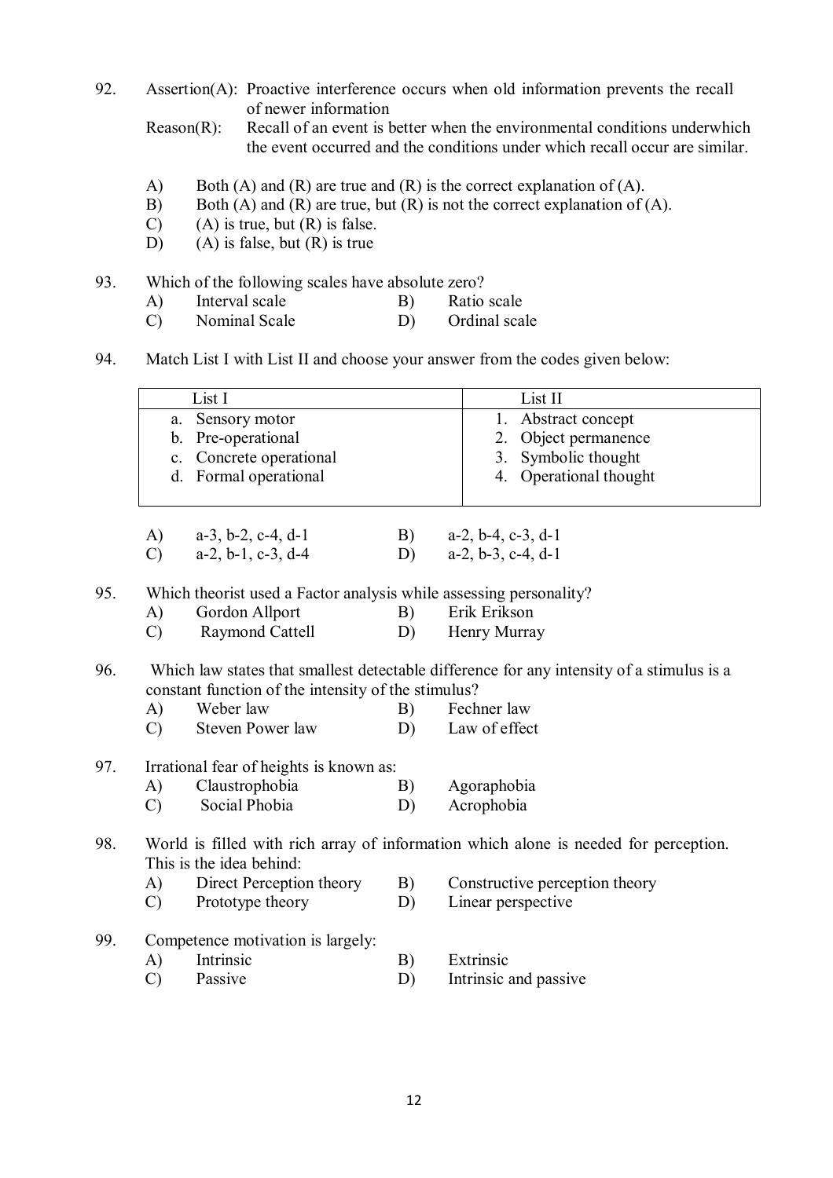92. Assertion(A): Proactive interference occurs when old information prevents the recall of newer information

    Reason(R): Recall of an event is better when the environmental conditions underwhich the event occurred and the conditions under which recall occur are similar.

    A) Both (A) and (R) are true and (R) is the correct explanation of (A).
    B) Both (A) and (R) are true, but (R) is not the correct explanation of (A).
    C) (A) is true, but (R) is false.
    D) (A) is false, but (R) is true

93. Which of the following scales have absolute zero?

    A) Interval scale
    B) Ratio scale
    C) Nominal Scale
    D) Ordinal scale

94. Match List I with List II and choose your answer from the codes given below:

| List I | List II |
|---|---|
| a. Sensory motor | 1. Abstract concept |
| b. Pre-operational | 2. Object permanence |
| c. Concrete operational | 3. Symbolic thought |
| d. Formal operational | 4. Operational thought |

    A) a-3, b-2, c-4, d-1
    B) a-2, b-4, c-3, d-1
    C) a-2, b-1, c-3, d-4
    D) a-2, b-3, c-4, d-1

95. Which theorist used a Factor analysis while assessing personality?

    A) Gordon Allport
    B) Erik Erikson
    C) Raymond Cattell
    D) Henry Murray

96. Which law states that smallest detectable difference for any intensity of a stimulus is a constant function of the intensity of the stimulus?

    A) Weber law
    B) Fechner law
    C) Steven Power law
    D) Law of effect

97. Irrational fear of heights is known as:

    A) Claustrophobia
    B) Agoraphobia
    C) Social Phobia
    D) Acrophobia

98. World is filled with rich array of information which alone is needed for perception. This is the idea behind:

    A) Direct Perception theory
    B) Constructive perception theory
    C) Prototype theory
    D) Linear perspective

99. Competence motivation is largely:

    A) Intrinsic
    B) Extrinsic
    C) Passive
    D) Intrinsic and passive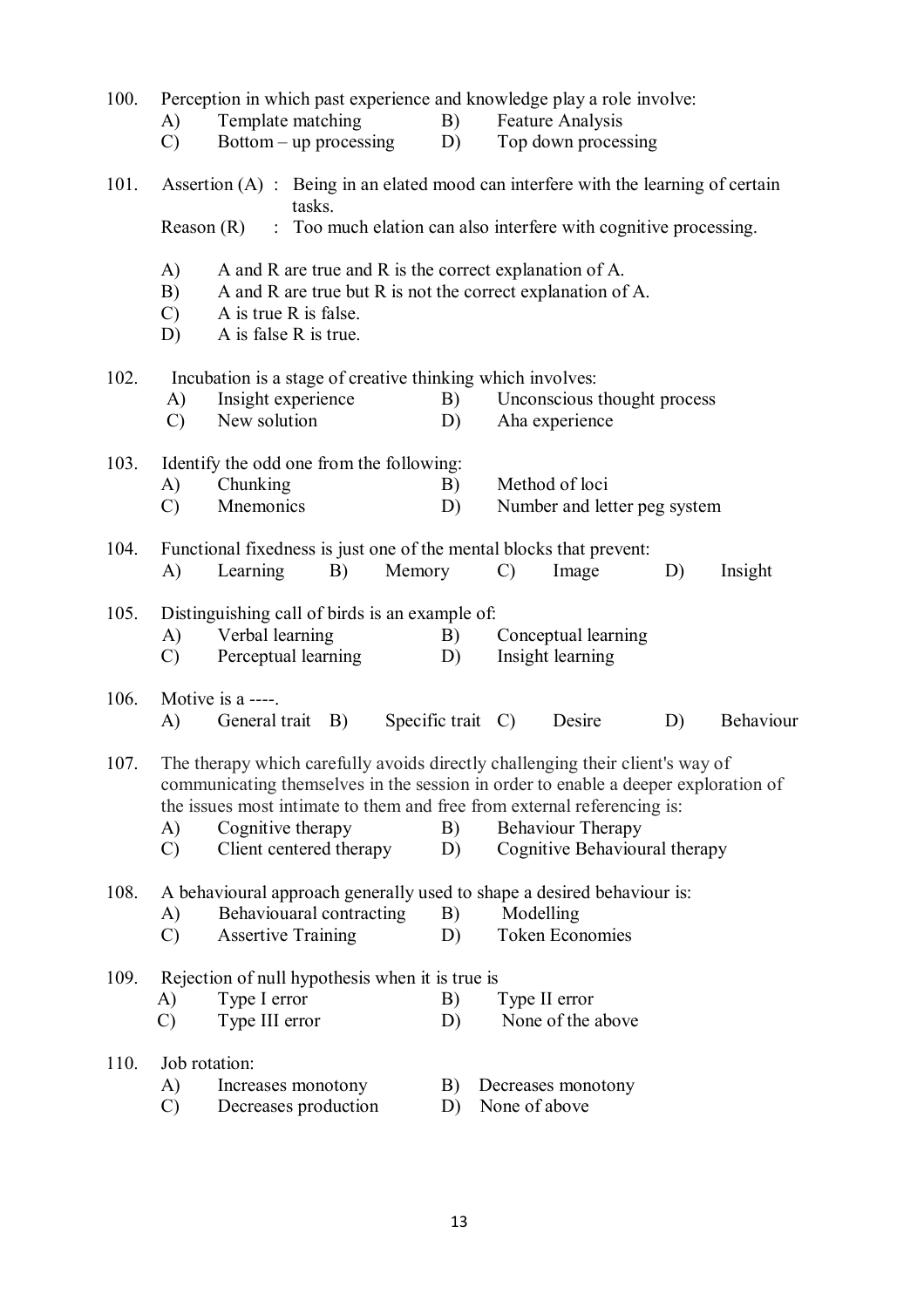100. Perception in which past experience and knowledge play a role involve:
   - A) Template matching
   - B) Feature Analysis
   - C) Bottom – up processing
   - D) Top down processing

101. Assertion (A) : Being in an elated mood can interfere with the learning of certain tasks.

   Reason (R) : Too much elation can also interfere with cognitive processing.

   - A) A and R are true and R is the correct explanation of A.
   - B) A and R are true but R is not the correct explanation of A.
   - C) A is true R is false.
   - D) A is false R is true.

102. Incubation is a stage of creative thinking which involves:
   - A) Insight experience
   - B) Unconscious thought process
   - C) New solution
   - D) Aha experience

103. Identify the odd one from the following:
   - A) Chunking
   - B) Method of loci
   - C) Mnemonics
   - D) Number and letter peg system

104. Functional fixedness is just one of the mental blocks that prevent:
   - A) Learning
   - B) Memory
   - C) Image
   - D) Insight

105. Distinguishing call of birds is an example of:
   - A) Verbal learning
   - B) Conceptual learning
   - C) Perceptual learning
   - D) Insight learning

106. Motive is a ----.
   - A) General trait
   - B) Specific trait
   - C) Desire
   - D) Behaviour

107. The therapy which carefully avoids directly challenging their client's way of communicating themselves in the session in order to enable a deeper exploration of the issues most intimate to them and free from external referencing is:
   - A) Cognitive therapy
   - B) Behaviour Therapy
   - C) Client centered therapy
   - D) Cognitive Behavioural therapy

108. A behavioural approach generally used to shape a desired behaviour is:
   - A) Behaviouaral contracting
   - B) Modelling
   - C) Assertive Training
   - D) Token Economies

109. Rejection of null hypothesis when it is true is
   - A) Type I error
   - B) Type II error
   - C) Type III error
   - D) None of the above

110. Job rotation:
   - A) Increases monotony
   - B) Decreases monotony
   - C) Decreases production
   - D) None of above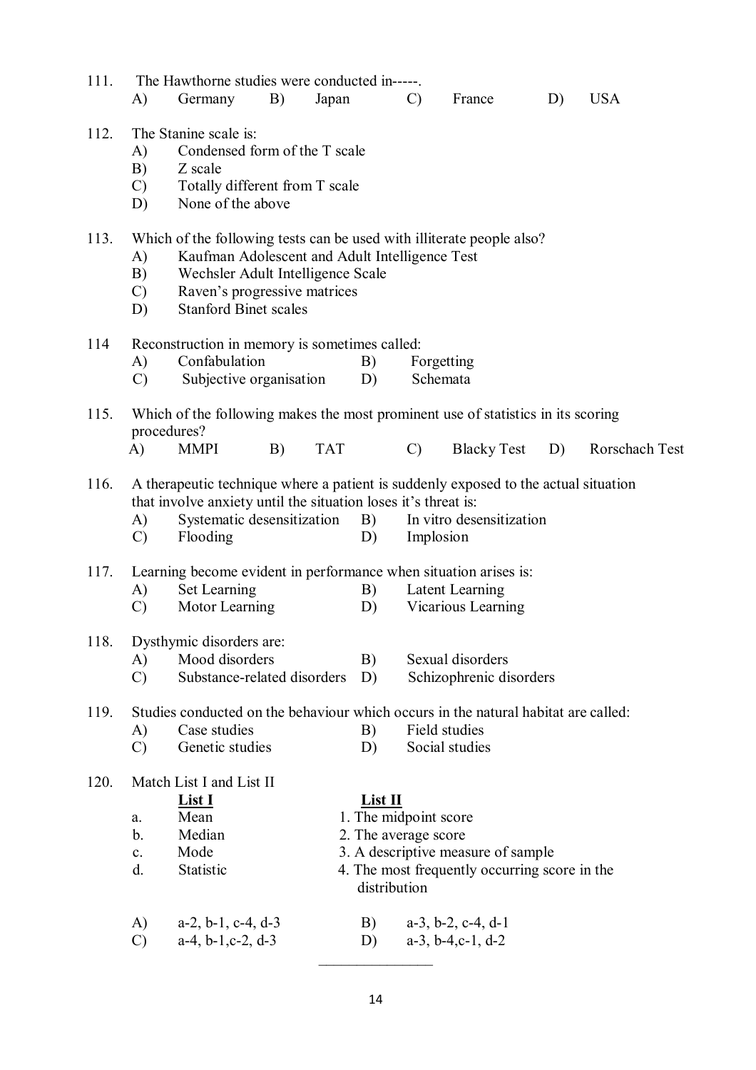111. The Hawthorne studies were conducted in-----.

A) Germany  B) Japan  C) France  D) USA

112. The Stanine scale is:

A) Condensed form of the T scale
B) Z scale
C) Totally different from T scale
D) None of the above

113. Which of the following tests can be used with illiterate people also?

A) Kaufman Adolescent and Adult Intelligence Test
B) Wechsler Adult Intelligence Scale
C) Raven's progressive matrices
D) Stanford Binet scales

114 Reconstruction in memory is sometimes called:

A) Confabulation  B) Forgetting
C) Subjective organisation  D) Schemata

115. Which of the following makes the most prominent use of statistics in its scoring procedures?

A) MMPI  B) TAT  C) Blacky Test  D) Rorschach Test

116. A therapeutic technique where a patient is suddenly exposed to the actual situation that involve anxiety until the situation loses it's threat is:

A) Systematic desensitization  B) In vitro desensitization
C) Flooding  D) Implosion

117. Learning become evident in performance when situation arises is:

A) Set Learning  B) Latent Learning
C) Motor Learning  D) Vicarious Learning

118. Dysthymic disorders are:

A) Mood disorders  B) Sexual disorders
C) Substance-related disorders  D) Schizophrenic disorders

119. Studies conducted on the behaviour which occurs in the natural habitat are called:

A) Case studies  B) Field studies
C) Genetic studies  D) Social studies

120. Match List I and List II

| | **List I** | **List II** |
|---|---|---|
| a. | Mean | 1. The midpoint score |
| b. | Median | 2. The average score |
| c. | Mode | 3. A descriptive measure of sample |
| d. | Statistic | 4. The most frequently occurring score in the distribution |

A) a-2, b-1, c-4, d-3  B) a-3, b-2, c-4, d-1
C) a-4, b-1,c-2, d-3  D) a-3, b-4,c-1, d-2